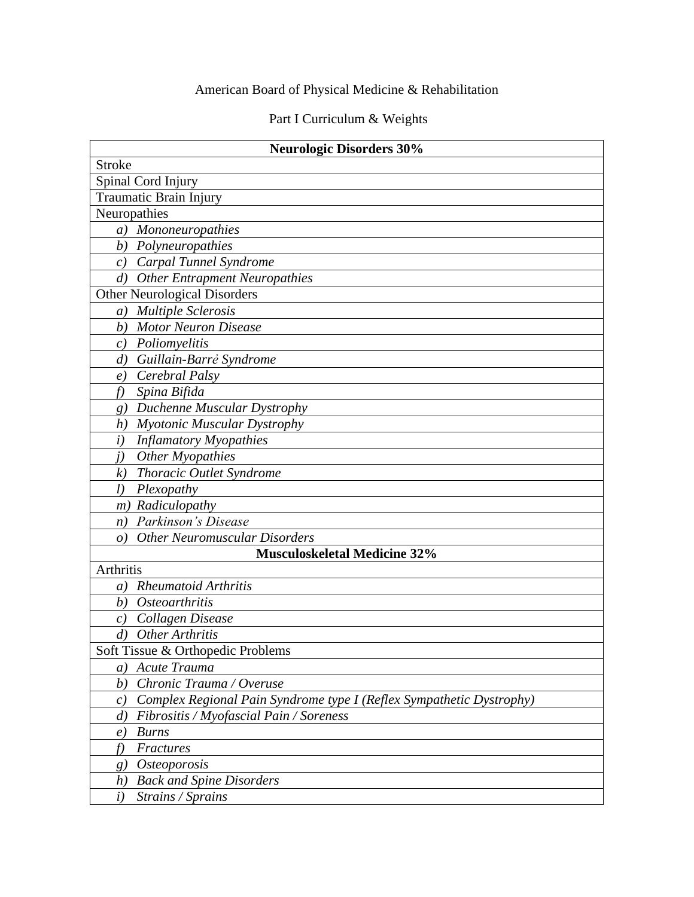American Board of Physical Medicine & Rehabilitation

Part I Curriculum & Weights

| **Neurologic Disorders 30%** |
|---|
| Stroke |
| Spinal Cord Injury |
| Traumatic Brain Injury |
| Neuropathies |
| *a) Mononeuropathies* |
| *b) Polyneuropathies* |
| *c) Carpal Tunnel Syndrome* |
| *d) Other Entrapment Neuropathies* |
| Other Neurological Disorders |
| *a) Multiple Sclerosis* |
| *b) Motor Neuron Disease* |
| *c) Poliomyelitis* |
| *d) Guillain-Barrẻ Syndrome* |
| *e) Cerebral Palsy* |
| *f) Spina Bifida* |
| *g) Duchenne Muscular Dystrophy* |
| *h) Myotonic Muscular Dystrophy* |
| *i) Inflamatory Myopathies* |
| *j) Other Myopathies* |
| *k) Thoracic Outlet Syndrome* |
| *l) Plexopathy* |
| *m) Radiculopathy* |
| *n) Parkinson's Disease* |
| *o) Other Neuromuscular Disorders* |
| **Musculoskeletal Medicine 32%** |
| Arthritis |
| *a) Rheumatoid Arthritis* |
| *b) Osteoarthritis* |
| *c) Collagen Disease* |
| *d) Other Arthritis* |
| Soft Tissue & Orthopedic Problems |
| *a) Acute Trauma* |
| *b) Chronic Trauma / Overuse* |
| *c) Complex Regional Pain Syndrome type I (Reflex Sympathetic Dystrophy)* |
| *d) Fibrositis / Myofascial Pain / Soreness* |
| *e) Burns* |
| *f) Fractures* |
| *g) Osteoporosis* |
| *h) Back and Spine Disorders* |
| *i) Strains / Sprains* |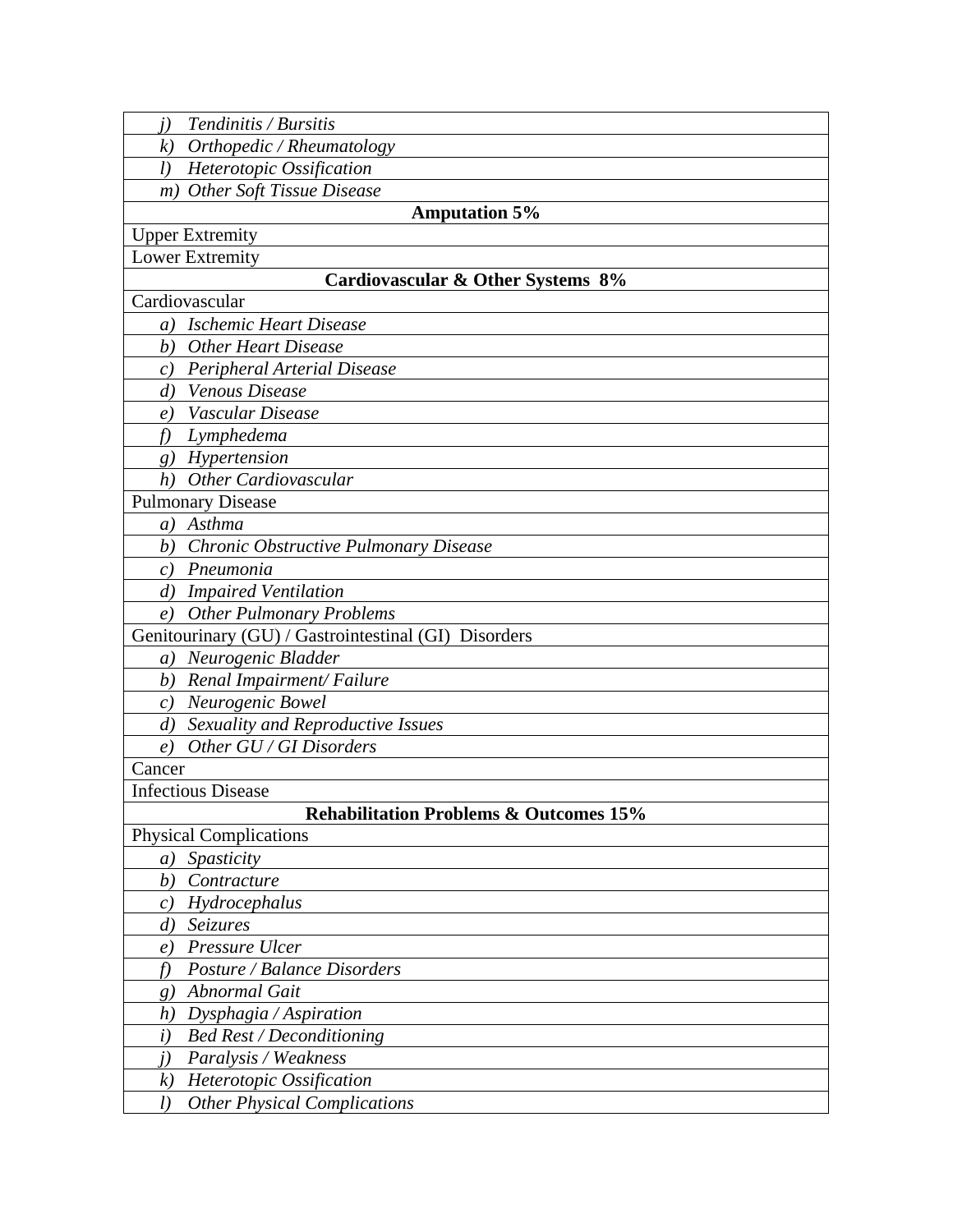| |
|---|
| *j) Tendinitis / Bursitis* |
| *k) Orthopedic / Rheumatology* |
| *l) Heterotopic Ossification* |
| *m) Other Soft Tissue Disease* |
| **Amputation 5%** |
| Upper Extremity |
| Lower Extremity |
| **Cardiovascular & Other Systems 8%** |
| Cardiovascular |
| *a) Ischemic Heart Disease* |
| *b) Other Heart Disease* |
| *c) Peripheral Arterial Disease* |
| *d) Venous Disease* |
| *e) Vascular Disease* |
| *f) Lymphedema* |
| *g) Hypertension* |
| *h) Other Cardiovascular* |
| Pulmonary Disease |
| *a) Asthma* |
| *b) Chronic Obstructive Pulmonary Disease* |
| *c) Pneumonia* |
| *d) Impaired Ventilation* |
| *e) Other Pulmonary Problems* |
| Genitourinary (GU) / Gastrointestinal (GI) Disorders |
| *a) Neurogenic Bladder* |
| *b) Renal Impairment/ Failure* |
| *c) Neurogenic Bowel* |
| *d) Sexuality and Reproductive Issues* |
| *e) Other GU / GI Disorders* |
| Cancer |
| Infectious Disease |
| **Rehabilitation Problems & Outcomes 15%** |
| Physical Complications |
| *a) Spasticity* |
| *b) Contracture* |
| *c) Hydrocephalus* |
| *d) Seizures* |
| *e) Pressure Ulcer* |
| *f) Posture / Balance Disorders* |
| *g) Abnormal Gait* |
| *h) Dysphagia / Aspiration* |
| *i) Bed Rest / Deconditioning* |
| *j) Paralysis / Weakness* |
| *k) Heterotopic Ossification* |
| *l) Other Physical Complications* |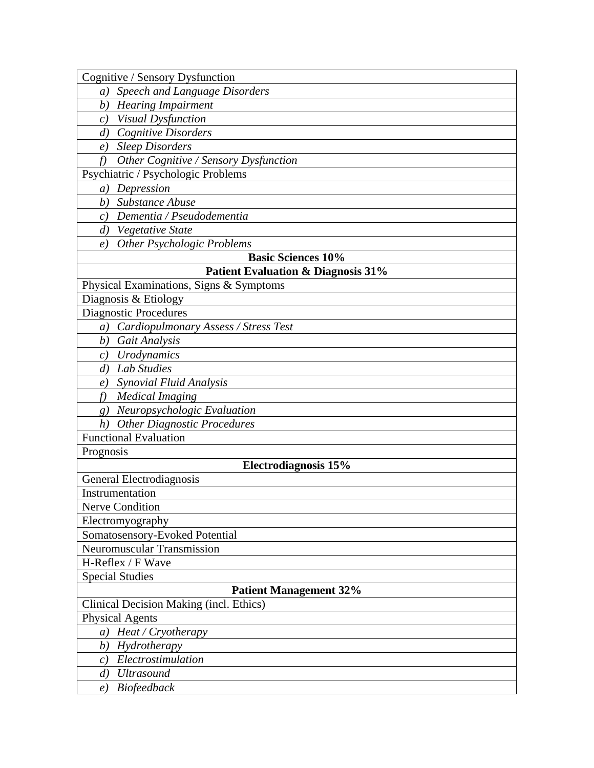| Cognitive / Sensory Dysfunction |
|---|
| *a) Speech and Language Disorders* |
| *b) Hearing Impairment* |
| *c) Visual Dysfunction* |
| *d) Cognitive Disorders* |
| *e) Sleep Disorders* |
| *f) Other Cognitive / Sensory Dysfunction* |
| Psychiatric / Psychologic Problems |
| *a) Depression* |
| *b) Substance Abuse* |
| *c) Dementia / Pseudodementia* |
| *d) Vegetative State* |
| *e) Other Psychologic Problems* |
| **Basic Sciences 10%** |
| **Patient Evaluation & Diagnosis 31%** |
| Physical Examinations, Signs & Symptoms |
| Diagnosis & Etiology |
| Diagnostic Procedures |
| *a) Cardiopulmonary Assess / Stress Test* |
| *b) Gait Analysis* |
| *c) Urodynamics* |
| *d) Lab Studies* |
| *e) Synovial Fluid Analysis* |
| *f) Medical Imaging* |
| *g) Neuropsychologic Evaluation* |
| *h) Other Diagnostic Procedures* |
| Functional Evaluation |
| Prognosis |
| **Electrodiagnosis 15%** |
| General Electrodiagnosis |
| Instrumentation |
| Nerve Condition |
| Electromyography |
| Somatosensory-Evoked Potential |
| Neuromuscular Transmission |
| H-Reflex / F Wave |
| Special Studies |
| **Patient Management 32%** |
| Clinical Decision Making (incl. Ethics) |
| Physical Agents |
| *a) Heat / Cryotherapy* |
| *b) Hydrotherapy* |
| *c) Electrostimulation* |
| *d) Ultrasound* |
| *e) Biofeedback* |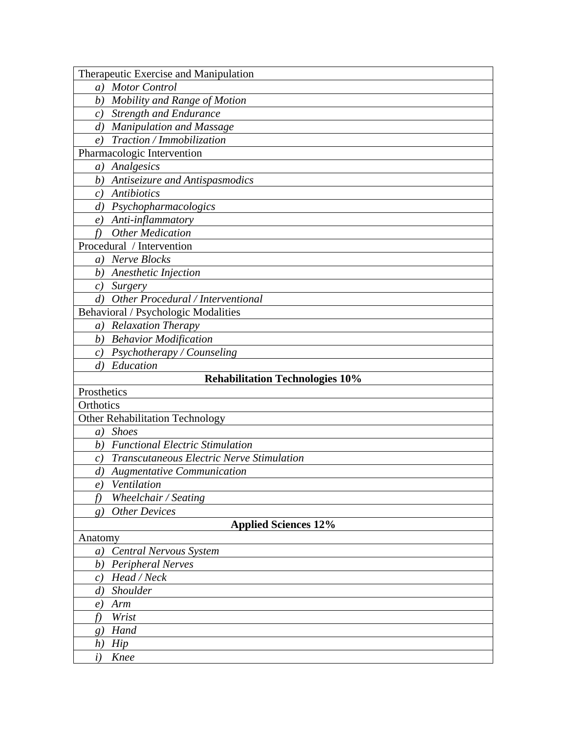| Therapeutic Exercise and Manipulation |
|---|
| *a) Motor Control* |
| *b) Mobility and Range of Motion* |
| *c) Strength and Endurance* |
| *d) Manipulation and Massage* |
| *e) Traction / Immobilization* |
| Pharmacologic Intervention |
| *a) Analgesics* |
| *b) Antiseizure and Antispasmodics* |
| *c) Antibiotics* |
| *d) Psychopharmacologics* |
| *e) Anti-inflammatory* |
| *f) Other Medication* |
| Procedural / Intervention |
| *a) Nerve Blocks* |
| *b) Anesthetic Injection* |
| *c) Surgery* |
| *d) Other Procedural / Interventional* |
| Behavioral / Psychologic Modalities |
| *a) Relaxation Therapy* |
| *b) Behavior Modification* |
| *c) Psychotherapy / Counseling* |
| *d) Education* |
| **Rehabilitation Technologies 10%** |
| Prosthetics |
| Orthotics |
| Other Rehabilitation Technology |
| *a) Shoes* |
| *b) Functional Electric Stimulation* |
| *c) Transcutaneous Electric Nerve Stimulation* |
| *d) Augmentative Communication* |
| *e) Ventilation* |
| *f) Wheelchair / Seating* |
| *g) Other Devices* |
| **Applied Sciences 12%** |
| Anatomy |
| *a) Central Nervous System* |
| *b) Peripheral Nerves* |
| *c) Head / Neck* |
| *d) Shoulder* |
| *e) Arm* |
| *f) Wrist* |
| *g) Hand* |
| *h) Hip* |
| *i) Knee* |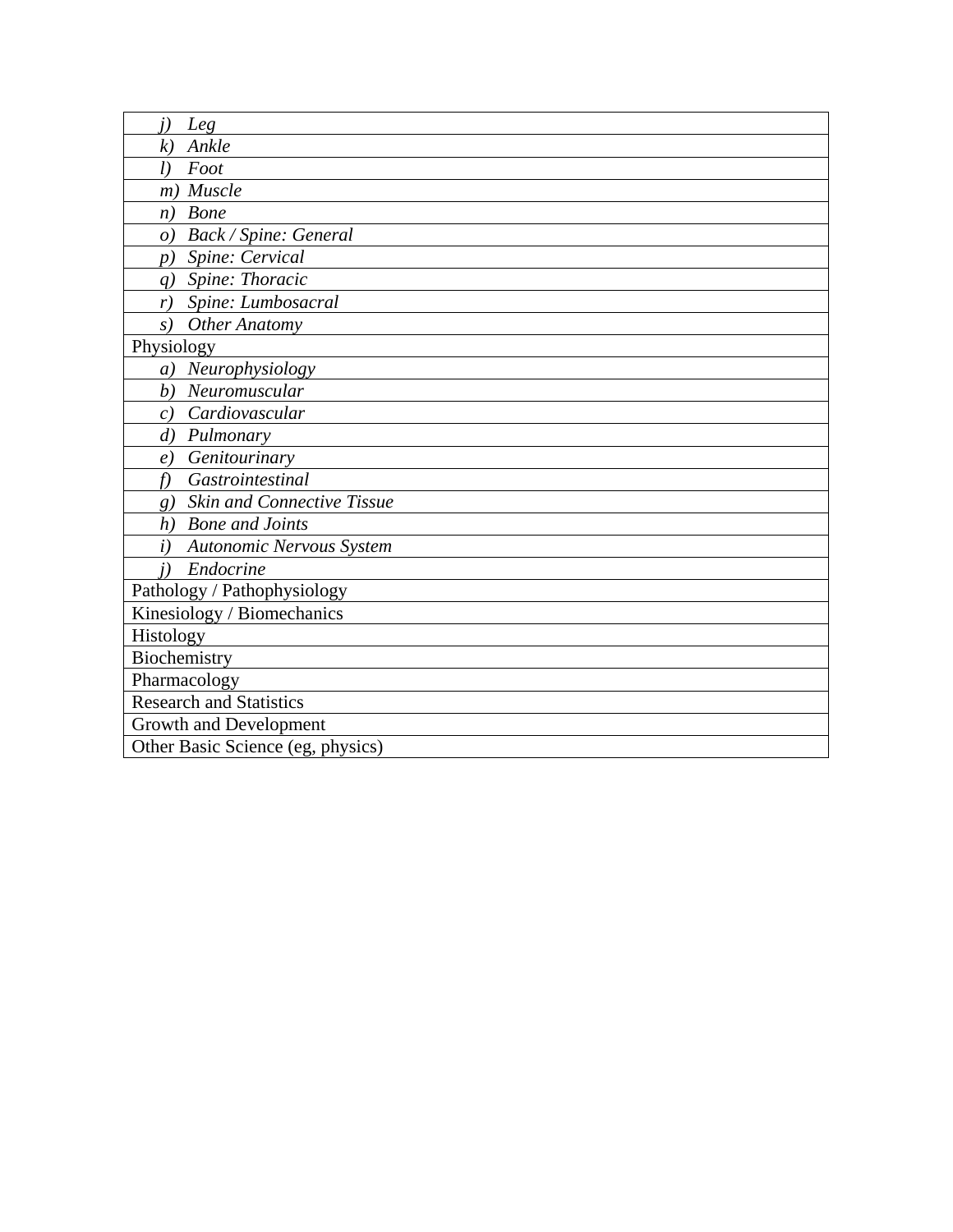| |
|---|
| *j) Leg* |
| *k) Ankle* |
| *l) Foot* |
| *m) Muscle* |
| *n) Bone* |
| *o) Back / Spine: General* |
| *p) Spine: Cervical* |
| *q) Spine: Thoracic* |
| *r) Spine: Lumbosacral* |
| *s) Other Anatomy* |
| Physiology |
| *a) Neurophysiology* |
| *b) Neuromuscular* |
| *c) Cardiovascular* |
| *d) Pulmonary* |
| *e) Genitourinary* |
| *f) Gastrointestinal* |
| *g) Skin and Connective Tissue* |
| *h) Bone and Joints* |
| *i) Autonomic Nervous System* |
| *j) Endocrine* |
| Pathology / Pathophysiology |
| Kinesiology / Biomechanics |
| Histology |
| Biochemistry |
| Pharmacology |
| Research and Statistics |
| Growth and Development |
| Other Basic Science (eg, physics) |